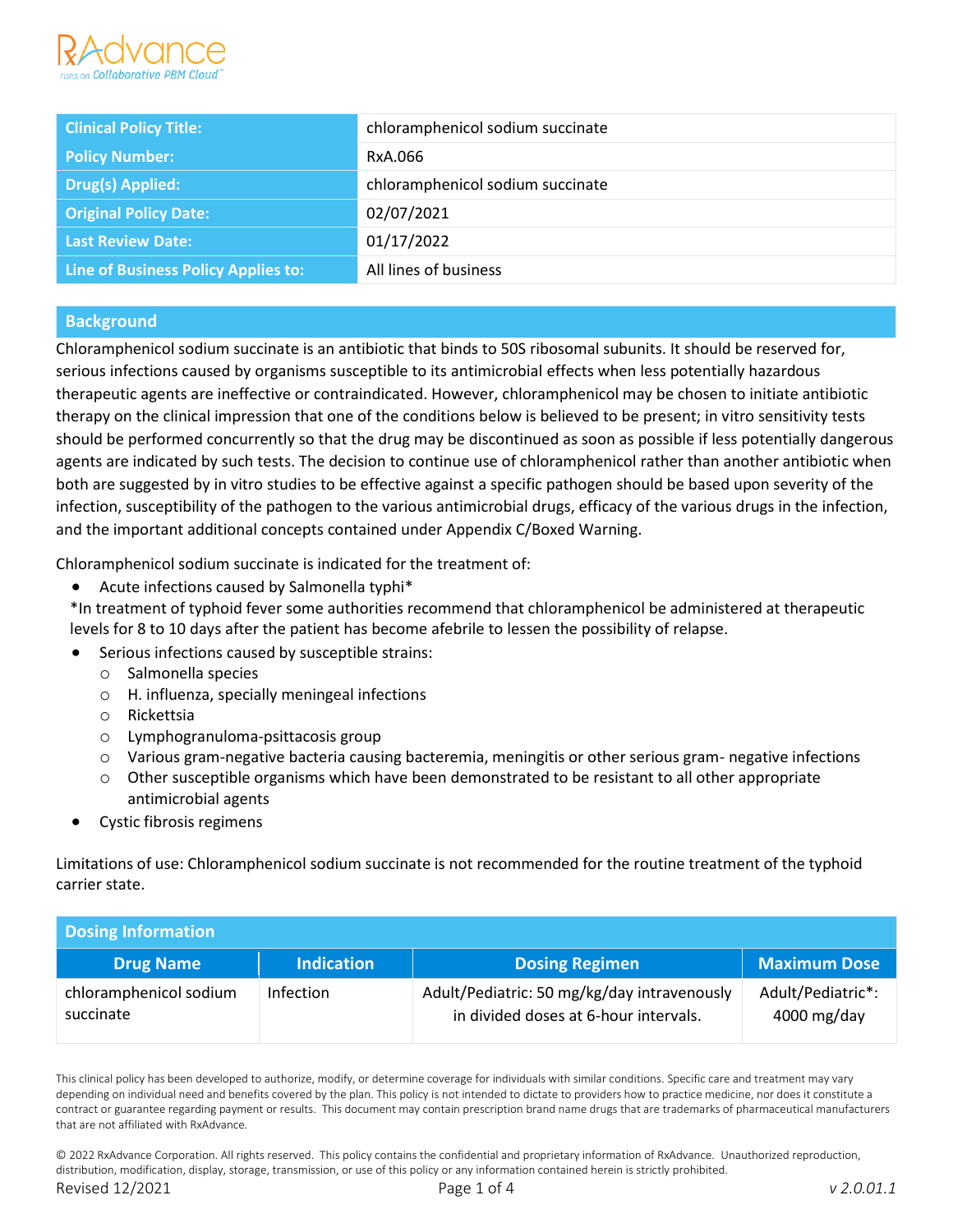| Clinical Policy Title: | chloramphenicol sodium succinate |
|---|---|
| Policy Number: | RxA.066 |
| Drug(s) Applied: | chloramphenicol sodium succinate |
| Original Policy Date: | 02/07/2021 |
| Last Review Date: | 01/17/2022 |
| Line of Business Policy Applies to: | All lines of business |

## Background

Chloramphenicol sodium succinate is an antibiotic that binds to 50S ribosomal subunits. It should be reserved for, serious infections caused by organisms susceptible to its antimicrobial effects when less potentially hazardous therapeutic agents are ineffective or contraindicated. However, chloramphenicol may be chosen to initiate antibiotic therapy on the clinical impression that one of the conditions below is believed to be present; in vitro sensitivity tests should be performed concurrently so that the drug may be discontinued as soon as possible if less potentially dangerous agents are indicated by such tests. The decision to continue use of chloramphenicol rather than another antibiotic when both are suggested by in vitro studies to be effective against a specific pathogen should be based upon severity of the infection, susceptibility of the pathogen to the various antimicrobial drugs, efficacy of the various drugs in the infection, and the important additional concepts contained under Appendix C/Boxed Warning.

Chloramphenicol sodium succinate is indicated for the treatment of:

- Acute infections caused by Salmonella typhi*
  *In treatment of typhoid fever some authorities recommend that chloramphenicol be administered at therapeutic levels for 8 to 10 days after the patient has become afebrile to lessen the possibility of relapse.
- Serious infections caused by susceptible strains:
  - Salmonella species
  - H. influenza, specially meningeal infections
  - Rickettsia
  - Lymphogranuloma-psittacosis group
  - Various gram-negative bacteria causing bacteremia, meningitis or other serious gram- negative infections
  - Other susceptible organisms which have been demonstrated to be resistant to all other appropriate antimicrobial agents
- Cystic fibrosis regimens

Limitations of use: Chloramphenicol sodium succinate is not recommended for the routine treatment of the typhoid carrier state.

## Dosing Information

| Drug Name | Indication | Dosing Regimen | Maximum Dose |
|---|---|---|---|
| chloramphenicol sodium succinate | Infection | Adult/Pediatric: 50 mg/kg/day intravenously in divided doses at 6-hour intervals. | Adult/Pediatric*: 4000 mg/day |

This clinical policy has been developed to authorize, modify, or determine coverage for individuals with similar conditions. Specific care and treatment may vary depending on individual need and benefits covered by the plan. This policy is not intended to dictate to providers how to practice medicine, nor does it constitute a contract or guarantee regarding payment or results. This document may contain prescription brand name drugs that are trademarks of pharmaceutical manufacturers that are not affiliated with RxAdvance.

© 2022 RxAdvance Corporation. All rights reserved. This policy contains the confidential and proprietary information of RxAdvance. Unauthorized reproduction, distribution, modification, display, storage, transmission, or use of this policy or any information contained herein is strictly prohibited.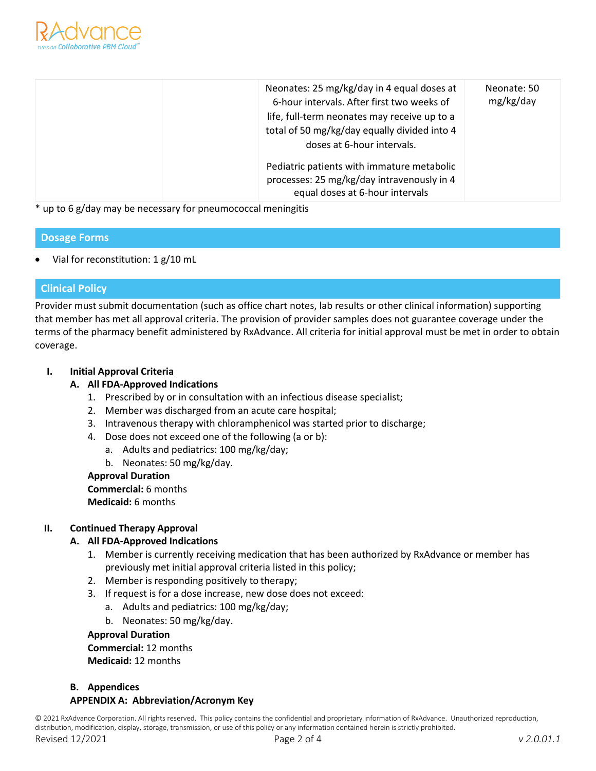| | | Neonates: 25 mg/kg/day in 4 equal doses at 6-hour intervals. After first two weeks of life, full-term neonates may receive up to a total of 50 mg/kg/day equally divided into 4 doses at 6-hour intervals.<br><br>Pediatric patients with immature metabolic processes: 25 mg/kg/day intravenously in 4 equal doses at 6-hour intervals | Neonate: 50 mg/kg/day |
|---|---|---|---|

* up to 6 g/day may be necessary for pneumococcal meningitis

## Dosage Forms

- Vial for reconstitution: 1 g/10 mL

## Clinical Policy

Provider must submit documentation (such as office chart notes, lab results or other clinical information) supporting that member has met all approval criteria. The provision of provider samples does not guarantee coverage under the terms of the pharmacy benefit administered by RxAdvance. All criteria for initial approval must be met in order to obtain coverage.

### I. Initial Approval Criteria

**A. All FDA-Approved Indications**

1. Prescribed by or in consultation with an infectious disease specialist;
2. Member was discharged from an acute care hospital;
3. Intravenous therapy with chloramphenicol was started prior to discharge;
4. Dose does not exceed one of the following (a or b):
   a. Adults and pediatrics: 100 mg/kg/day;
   b. Neonates: 50 mg/kg/day.

**Approval Duration**
**Commercial:** 6 months
**Medicaid:** 6 months

### II. Continued Therapy Approval

**A. All FDA-Approved Indications**

1. Member is currently receiving medication that has been authorized by RxAdvance or member has previously met initial approval criteria listed in this policy;
2. Member is responding positively to therapy;
3. If request is for a dose increase, new dose does not exceed:
   a. Adults and pediatrics: 100 mg/kg/day;
   b. Neonates: 50 mg/kg/day.

**Approval Duration**
**Commercial:** 12 months
**Medicaid:** 12 months

**B. Appendices**

**APPENDIX A: Abbreviation/Acronym Key**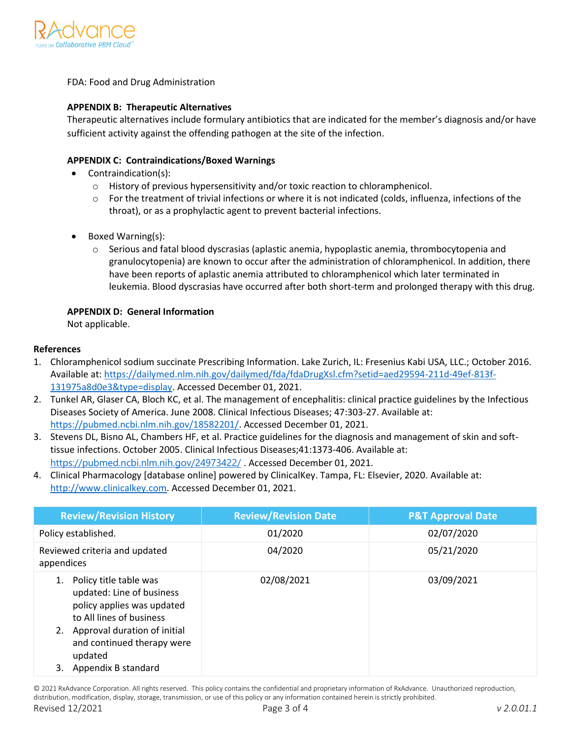FDA: Food and Drug Administration

**APPENDIX B: Therapeutic Alternatives**

Therapeutic alternatives include formulary antibiotics that are indicated for the member's diagnosis and/or have sufficient activity against the offending pathogen at the site of the infection.

**APPENDIX C: Contraindications/Boxed Warnings**

- Contraindication(s):
  - History of previous hypersensitivity and/or toxic reaction to chloramphenicol.
  - For the treatment of trivial infections or where it is not indicated (colds, influenza, infections of the throat), or as a prophylactic agent to prevent bacterial infections.

- Boxed Warning(s):
  - Serious and fatal blood dyscrasias (aplastic anemia, hypoplastic anemia, thrombocytopenia and granulocytopenia) are known to occur after the administration of chloramphenicol. In addition, there have been reports of aplastic anemia attributed to chloramphenicol which later terminated in leukemia. Blood dyscrasias have occurred after both short-term and prolonged therapy with this drug.

**APPENDIX D: General Information**

Not applicable.

**References**

1. Chloramphenicol sodium succinate Prescribing Information. Lake Zurich, IL: Fresenius Kabi USA, LLC.; October 2016. Available at: https://dailymed.nlm.nih.gov/dailymed/fda/fdaDrugXsl.cfm?setid=aed29594-211d-49ef-813f-131975a8d0e3&type=display. Accessed December 01, 2021.
2. Tunkel AR, Glaser CA, Bloch KC, et al. The management of encephalitis: clinical practice guidelines by the Infectious Diseases Society of America. June 2008. Clinical Infectious Diseases; 47:303-27. Available at: https://pubmed.ncbi.nlm.nih.gov/18582201/. Accessed December 01, 2021.
3. Stevens DL, Bisno AL, Chambers HF, et al. Practice guidelines for the diagnosis and management of skin and soft-tissue infections. October 2005. Clinical Infectious Diseases;41:1373-406. Available at: https://pubmed.ncbi.nlm.nih.gov/24973422/ . Accessed December 01, 2021.
4. Clinical Pharmacology [database online] powered by ClinicalKey. Tampa, FL: Elsevier, 2020. Available at: http://www.clinicalkey.com. Accessed December 01, 2021.

| Review/Revision History | Review/Revision Date | P&T Approval Date |
|---|---|---|
| Policy established. | 01/2020 | 02/07/2020 |
| Reviewed criteria and updated appendices | 04/2020 | 05/21/2020 |
| 1. Policy title table was updated: Line of business policy applies was updated to All lines of business<br>2. Approval duration of initial and continued therapy were updated<br>3. Appendix B standard | 02/08/2021 | 03/09/2021 |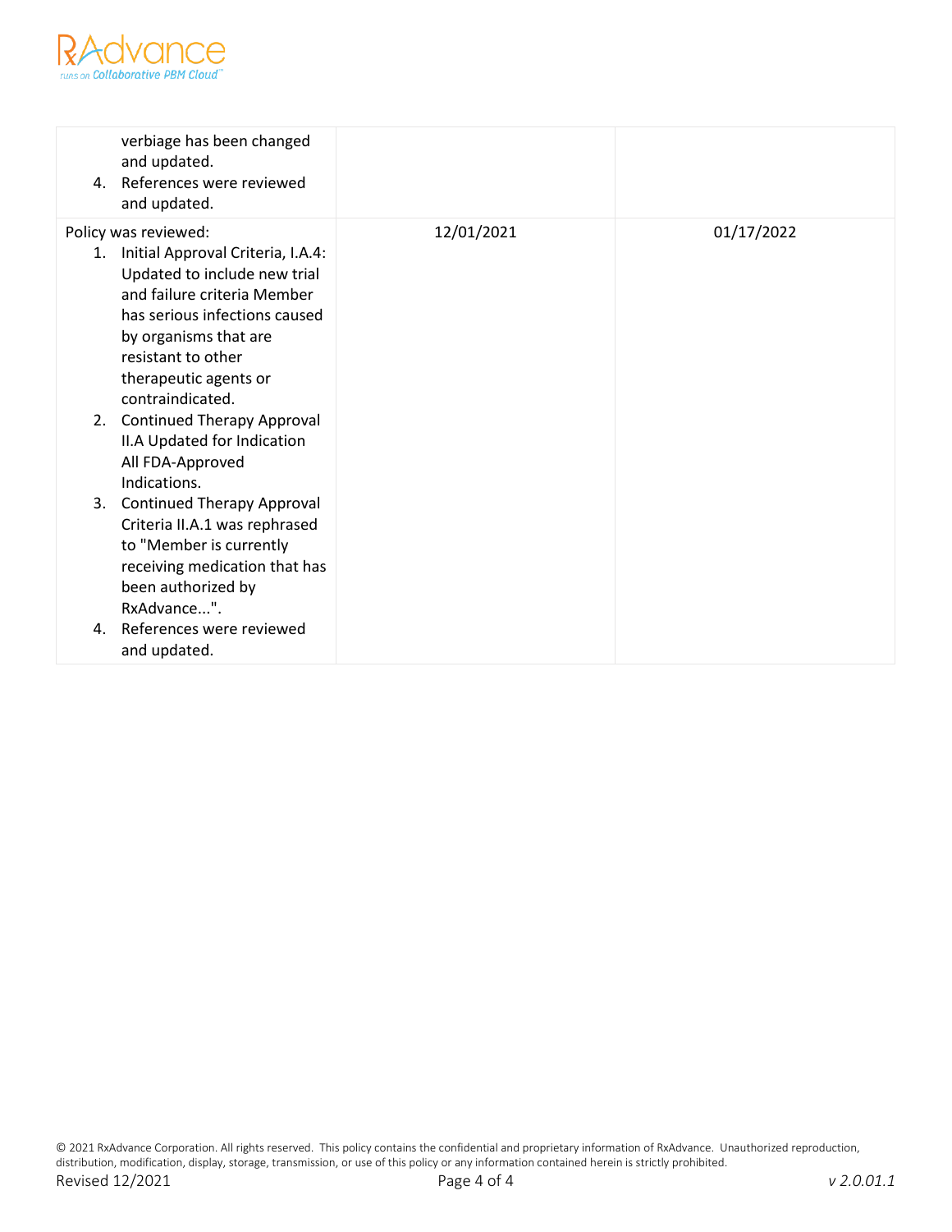| | | |
|---|---|---|
| verbiage has been changed and updated.<br>4. References were reviewed and updated. | | |
| Policy was reviewed:<br>1. Initial Approval Criteria, I.A.4: Updated to include new trial and failure criteria Member has serious infections caused by organisms that are resistant to other therapeutic agents or contraindicated.<br>2. Continued Therapy Approval II.A Updated for Indication All FDA-Approved Indications.<br>3. Continued Therapy Approval Criteria II.A.1 was rephrased to "Member is currently receiving medication that has been authorized by RxAdvance...".<br>4. References were reviewed and updated. | 12/01/2021 | 01/17/2022 |

© 2021 RxAdvance Corporation. All rights reserved. This policy contains the confidential and proprietary information of RxAdvance. Unauthorized reproduction, distribution, modification, display, storage, transmission, or use of this policy or any information contained herein is strictly prohibited.

Revised 12/2021 *v 2.0.01.1*